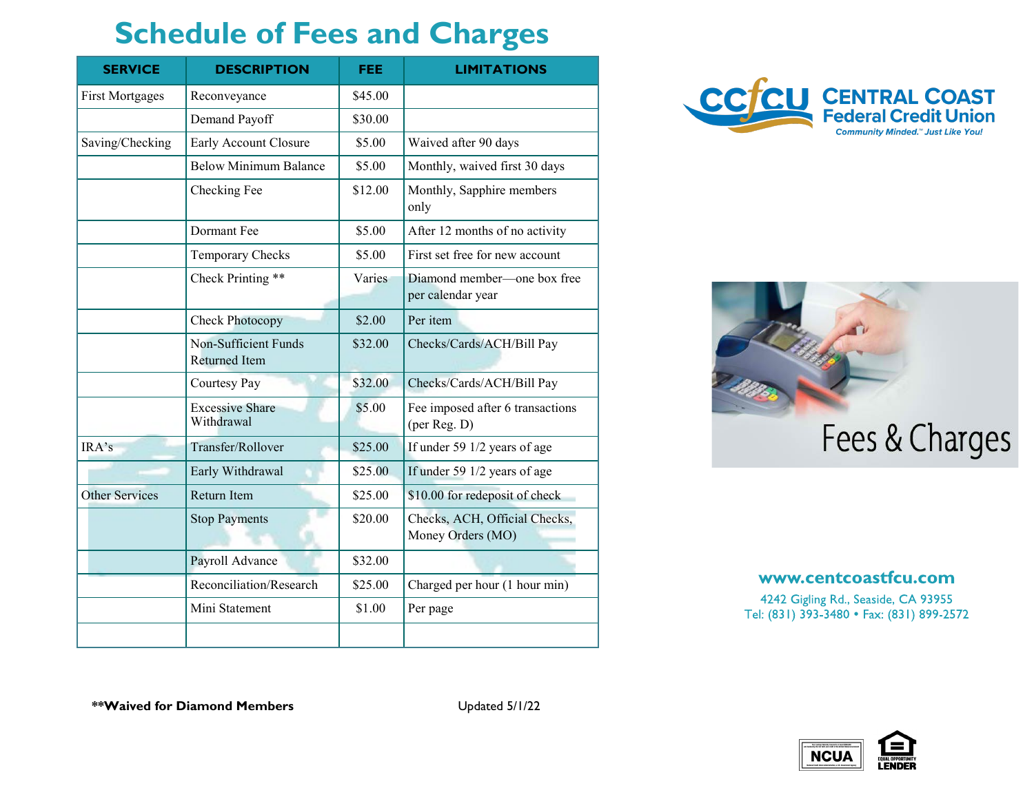# Schedule of Fees and Charges

| SERVICE | DESCRIPTION | FEE | LIMITATIONS |
|---|---|---|---|
| First Mortgages | Reconveyance | $45.00 | |
| | Demand Payoff | $30.00 | |
| Saving/Checking | Early Account Closure | $5.00 | Waived after 90 days |
| | Below Minimum Balance | $5.00 | Monthly, waived first 30 days |
| | Checking Fee | $12.00 | Monthly, Sapphire members only |
| | Dormant Fee | $5.00 | After 12 months of no activity |
| | Temporary Checks | $5.00 | First set free for new account |
| | Check Printing ** | Varies | Diamond member—one box free per calendar year |
| | Check Photocopy | $2.00 | Per item |
| | Non-Sufficient Funds Returned Item | $32.00 | Checks/Cards/ACH/Bill Pay |
| | Courtesy Pay | $32.00 | Checks/Cards/ACH/Bill Pay |
| | Excessive Share Withdrawal | $5.00 | Fee imposed after 6 transactions (per Reg. D) |
| IRA's | Transfer/Rollover | $25.00 | If under 59 1/2 years of age |
| | Early Withdrawal | $25.00 | If under 59 1/2 years of age |
| Other Services | Return Item | $25.00 | $10.00 for redeposit of check |
| | Stop Payments | $20.00 | Checks, ACH, Official Checks, Money Orders (MO) |
| | Payroll Advance | $32.00 | |
| | Reconciliation/Research | $25.00 | Charged per hour (1 hour min) |
| | Mini Statement | $1.00 | Per page |
| | | | |

**\*\*Waived for Diamond Members**

Updated 5/1/22

**CCFCU CENTRAL COAST Federal Credit Union**

*Community Minded.™ Just Like You!*

Fees & Charges

**www.centcoastfcu.com**

4242 Gigling Rd., Seaside, CA 93955
Tel: (831) 393-3480 • Fax: (831) 899-2572

NCUA

EQUAL OPPORTUNITY LENDER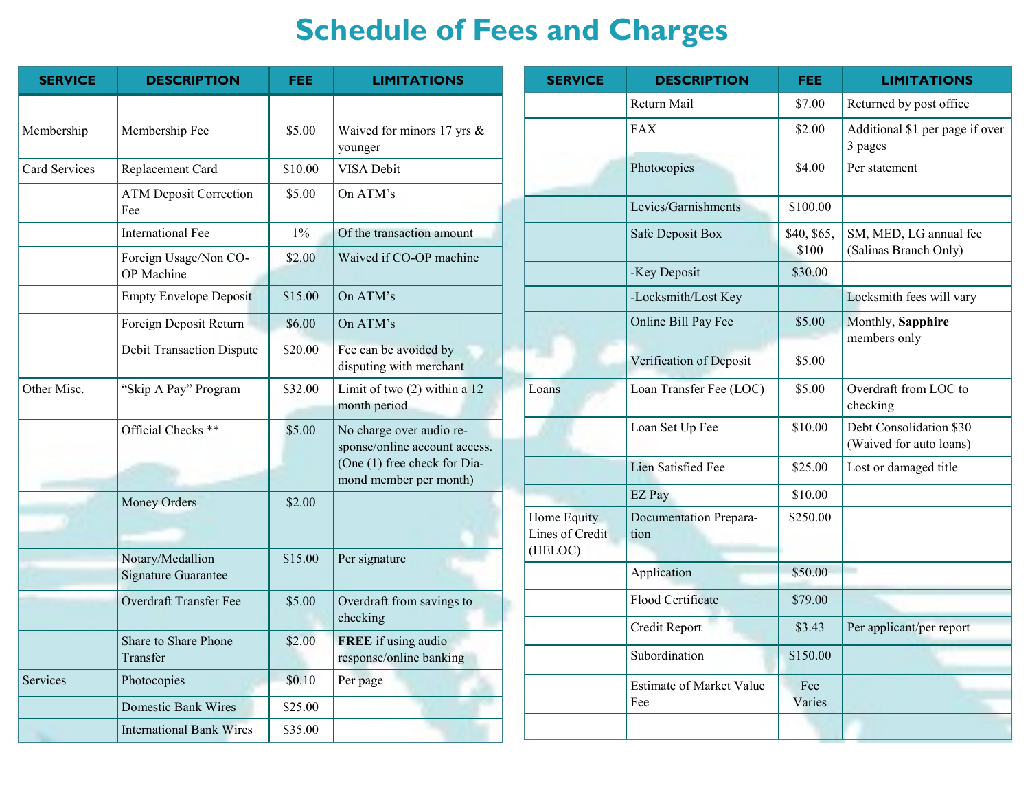# Schedule of Fees and Charges

| SERVICE | DESCRIPTION | FEE | LIMITATIONS |
| --- | --- | --- | --- |
| | | | |
| Membership | Membership Fee | $5.00 | Waived for minors 17 yrs & younger |
| Card Services | Replacement Card | $10.00 | VISA Debit |
| | ATM Deposit Correction Fee | $5.00 | On ATM's |
| | International Fee | 1% | Of the transaction amount |
| | Foreign Usage/Non CO-OP Machine | $2.00 | Waived if CO-OP machine |
| | Empty Envelope Deposit | $15.00 | On ATM's |
| | Foreign Deposit Return | $6.00 | On ATM's |
| | Debit Transaction Dispute | $20.00 | Fee can be avoided by disputing with merchant |
| Other Misc. | "Skip A Pay" Program | $32.00 | Limit of two (2) within a 12 month period |
| | Official Checks ** | $5.00 | No charge over audio response/online account access. (One (1) free check for Diamond member per month) |
| | Money Orders | $2.00 | |
| | Notary/Medallion Signature Guarantee | $15.00 | Per signature |
| | Overdraft Transfer Fee | $5.00 | Overdraft from savings to checking |
| | Share to Share Phone Transfer | $2.00 | **FREE** if using audio response/online banking |
| Services | Photocopies | $0.10 | Per page |
| | Domestic Bank Wires | $25.00 | |
| | International Bank Wires | $35.00 | |
| | Return Mail | $7.00 | Returned by post office |
| | FAX | $2.00 | Additional $1 per page if over 3 pages |
| | Photocopies | $4.00 | Per statement |
| | Levies/Garnishments | $100.00 | |
| | Safe Deposit Box | $40, $65, $100 | SM, MED, LG annual fee (Salinas Branch Only) |
| | -Key Deposit | $30.00 | |
| | -Locksmith/Lost Key | | Locksmith fees will vary |
| | Online Bill Pay Fee | $5.00 | Monthly, **Sapphire** members only |
| | Verification of Deposit | $5.00 | |
| Loans | Loan Transfer Fee (LOC) | $5.00 | Overdraft from LOC to checking |
| | Loan Set Up Fee | $10.00 | Debt Consolidation $30 (Waived for auto loans) |
| | Lien Satisfied Fee | $25.00 | Lost or damaged title |
| | EZ Pay | $10.00 | |
| Home Equity Lines of Credit (HELOC) | Documentation Preparation | $250.00 | |
| | Application | $50.00 | |
| | Flood Certificate | $79.00 | |
| | Credit Report | $3.43 | Per applicant/per report |
| | Subordination | $150.00 | |
| | Estimate of Market Value Fee | Fee Varies | |
| | | | |